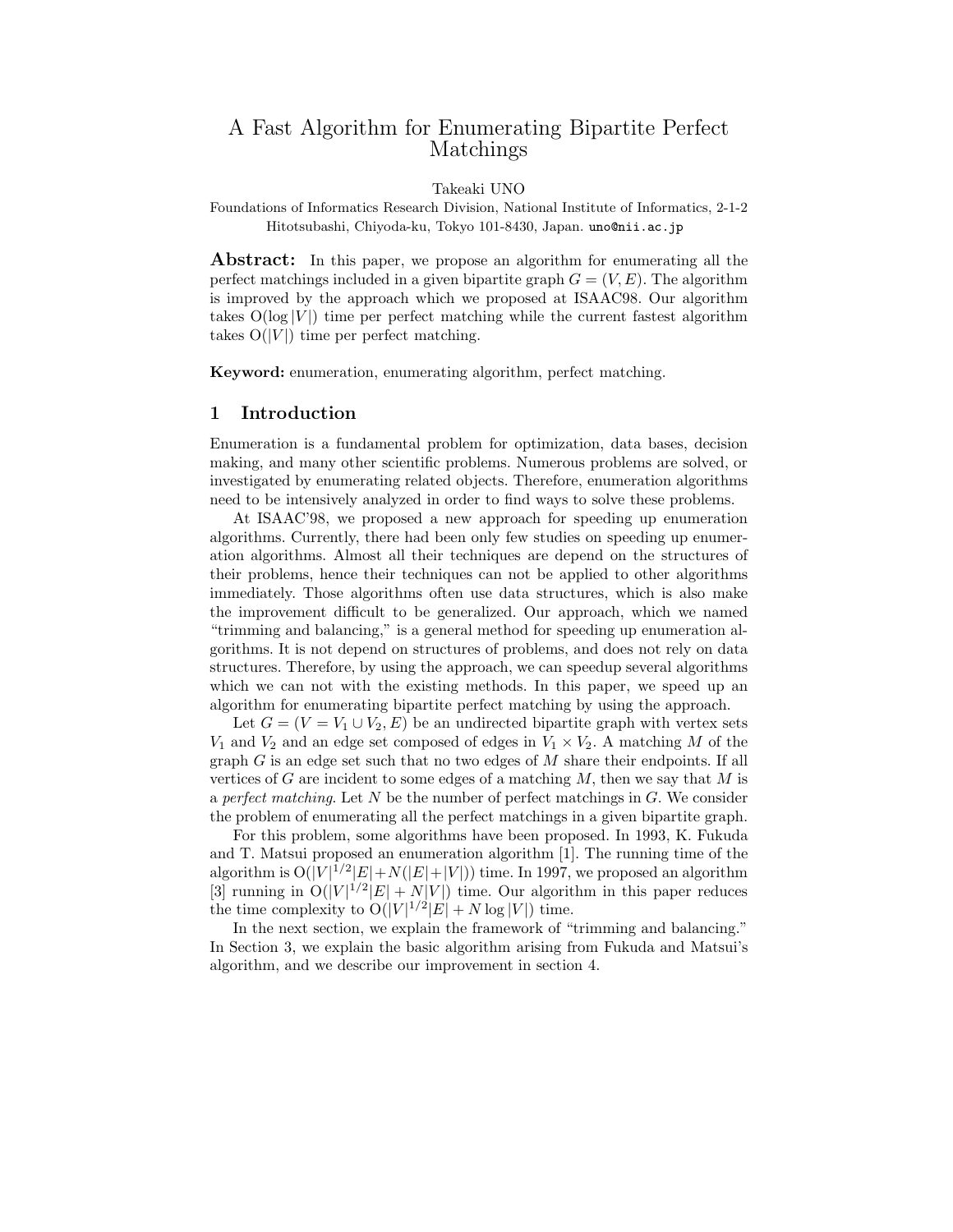# A Fast Algorithm for Enumerating Bipartite Perfect Matchings

Takeaki UNO

Foundations of Informatics Research Division, National Institute of Informatics, 2-1-2 Hitotsubashi, Chiyoda-ku, Tokyo 101-8430, Japan. uno@nii.ac.jp

**Abstract:** In this paper, we propose an algorithm for enumerating all the perfect matchings included in a given bipartite graph $G = (V, E)$. The algorithm is improved by the approach which we proposed at ISAAC98. Our algorithm takes $O(\log |V|)$ time per perfect matching while the current fastest algorithm takes $O(|V|)$ time per perfect matching.

**Keyword:** enumeration, enumerating algorithm, perfect matching.

## 1 Introduction

Enumeration is a fundamental problem for optimization, data bases, decision making, and many other scientific problems. Numerous problems are solved, or investigated by enumerating related objects. Therefore, enumeration algorithms need to be intensively analyzed in order to find ways to solve these problems.

At ISAAC'98, we proposed a new approach for speeding up enumeration algorithms. Currently, there had been only few studies on speeding up enumeration algorithms. Almost all their techniques are depend on the structures of their problems, hence their techniques can not be applied to other algorithms immediately. Those algorithms often use data structures, which is also make the improvement difficult to be generalized. Our approach, which we named "trimming and balancing," is a general method for speeding up enumeration algorithms. It is not depend on structures of problems, and does not rely on data structures. Therefore, by using the approach, we can speedup several algorithms which we can not with the existing methods. In this paper, we speed up an algorithm for enumerating bipartite perfect matching by using the approach.

Let $G = (V = V_1 \cup V_2, E)$ be an undirected bipartite graph with vertex sets $V_1$ and $V_2$ and an edge set composed of edges in $V_1 \times V_2$. A matching $M$ of the graph $G$ is an edge set such that no two edges of $M$ share their endpoints. If all vertices of $G$ are incident to some edges of a matching $M$, then we say that $M$ is a *perfect matching*. Let $N$ be the number of perfect matchings in $G$. We consider the problem of enumerating all the perfect matchings in a given bipartite graph.

For this problem, some algorithms have been proposed. In 1993, K. Fukuda and T. Matsui proposed an enumeration algorithm [1]. The running time of the algorithm is $O(|V|^{1/2}|E| + N(|E| + |V|))$ time. In 1997, we proposed an algorithm [3] running in $O(|V|^{1/2}|E| + N|V|)$ time. Our algorithm in this paper reduces the time complexity to $O(|V|^{1/2}|E| + N \log |V|)$ time.

In the next section, we explain the framework of "trimming and balancing." In Section 3, we explain the basic algorithm arising from Fukuda and Matsui's algorithm, and we describe our improvement in section 4.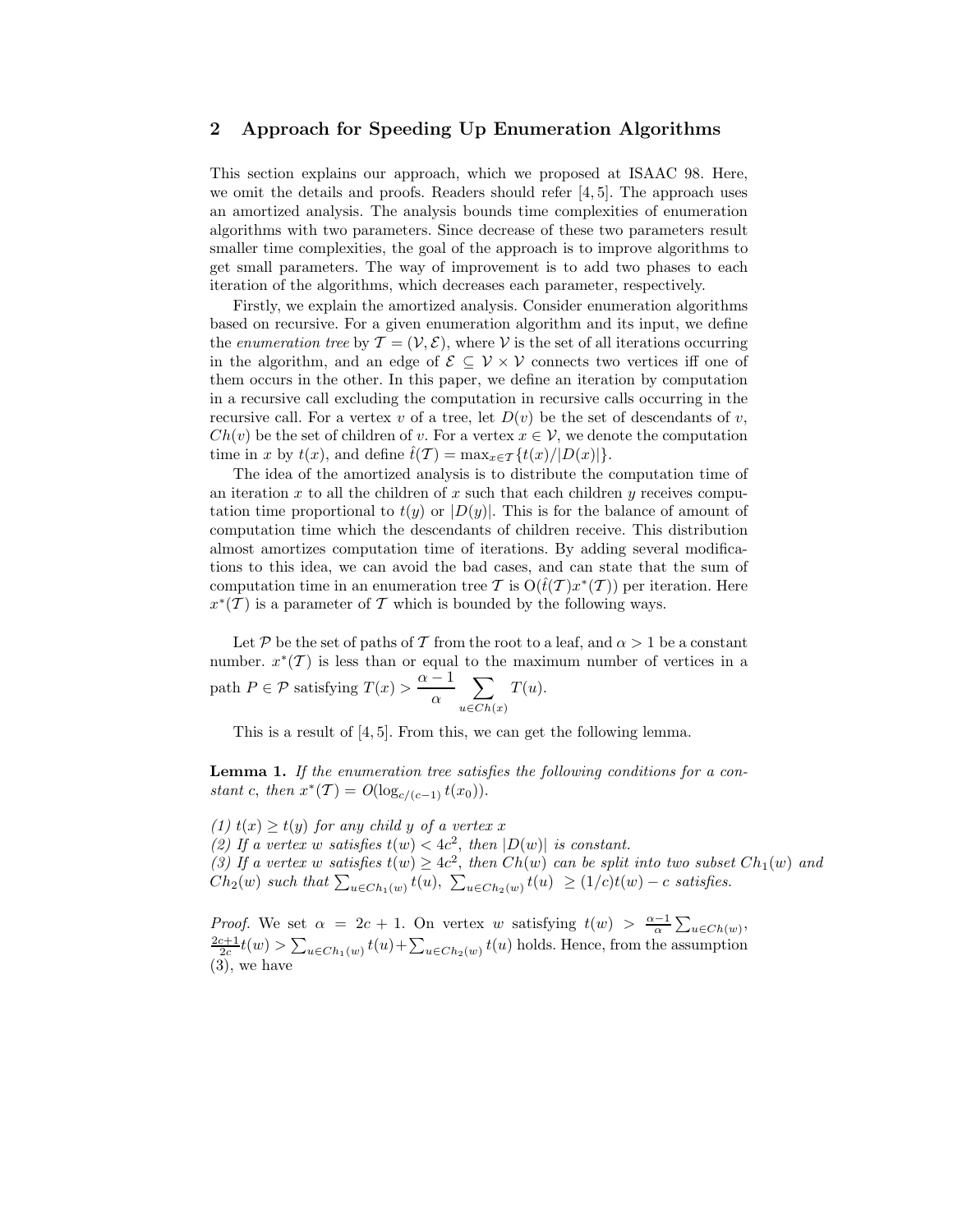## 2 Approach for Speeding Up Enumeration Algorithms

This section explains our approach, which we proposed at ISAAC 98. Here, we omit the details and proofs. Readers should refer [4, 5]. The approach uses an amortized analysis. The analysis bounds time complexities of enumeration algorithms with two parameters. Since decrease of these two parameters result smaller time complexities, the goal of the approach is to improve algorithms to get small parameters. The way of improvement is to add two phases to each iteration of the algorithms, which decreases each parameter, respectively.

Firstly, we explain the amortized analysis. Consider enumeration algorithms based on recursive. For a given enumeration algorithm and its input, we define the *enumeration tree* by $\mathcal{T} = (\mathcal{V}, \mathcal{E})$, where $\mathcal{V}$ is the set of all iterations occurring in the algorithm, and an edge of $\mathcal{E} \subseteq \mathcal{V} \times \mathcal{V}$ connects two vertices iff one of them occurs in the other. In this paper, we define an iteration by computation in a recursive call excluding the computation in recursive calls occurring in the recursive call. For a vertex $v$ of a tree, let $D(v)$ be the set of descendants of $v$, $Ch(v)$ be the set of children of $v$. For a vertex $x \in \mathcal{V}$, we denote the computation time in $x$ by $t(x)$, and define $\hat{t}(\mathcal{T}) = \max_{x \in \mathcal{T}} \{t(x)/|D(x)|\}$.

The idea of the amortized analysis is to distribute the computation time of an iteration $x$ to all the children of $x$ such that each children $y$ receives computation time proportional to $t(y)$ or $|D(y)|$. This is for the balance of amount of computation time which the descendants of children receive. This distribution almost amortizes computation time of iterations. By adding several modifications to this idea, we can avoid the bad cases, and can state that the sum of computation time in an enumeration tree $\mathcal{T}$ is $\mathrm{O}(\hat{t}(\mathcal{T})x^*(\mathcal{T}))$ per iteration. Here $x^*(\mathcal{T})$ is a parameter of $\mathcal{T}$ which is bounded by the following ways.

Let $\mathcal{P}$ be the set of paths of $\mathcal{T}$ from the root to a leaf, and $\alpha > 1$ be a constant number. $x^*(\mathcal{T})$ is less than or equal to the maximum number of vertices in a path $P \in \mathcal{P}$ satisfying $T(x) > \dfrac{\alpha - 1}{\alpha} \displaystyle\sum_{u \in Ch(x)} T(u)$.

This is a result of [4, 5]. From this, we can get the following lemma.

**Lemma 1.** *If the enumeration tree satisfies the following conditions for a constant $c$, then $x^*(\mathcal{T}) = O(\log_{c/(c-1)} t(x_0))$.*

*(1) $t(x) \geq t(y)$ for any child $y$ of a vertex $x$*
*(2) If a vertex $w$ satisfies $t(w) < 4c^2$, then $|D(w)|$ is constant.*
*(3) If a vertex $w$ satisfies $t(w) \geq 4c^2$, then $Ch(w)$ can be split into two subset $Ch_1(w)$ and $Ch_2(w)$ such that $\sum_{u \in Ch_1(w)} t(u)$, $\sum_{u \in Ch_2(w)} t(u) \geq (1/c)t(w) - c$ satisfies.*

*Proof.* We set $\alpha = 2c + 1$. On vertex $w$ satisfying $t(w) > \frac{\alpha-1}{\alpha} \sum_{u \in Ch(w)}$, $\frac{2c+1}{2c} t(w) > \sum_{u \in Ch_1(w)} t(u) + \sum_{u \in Ch_2(w)} t(u)$ holds. Hence, from the assumption (3), we have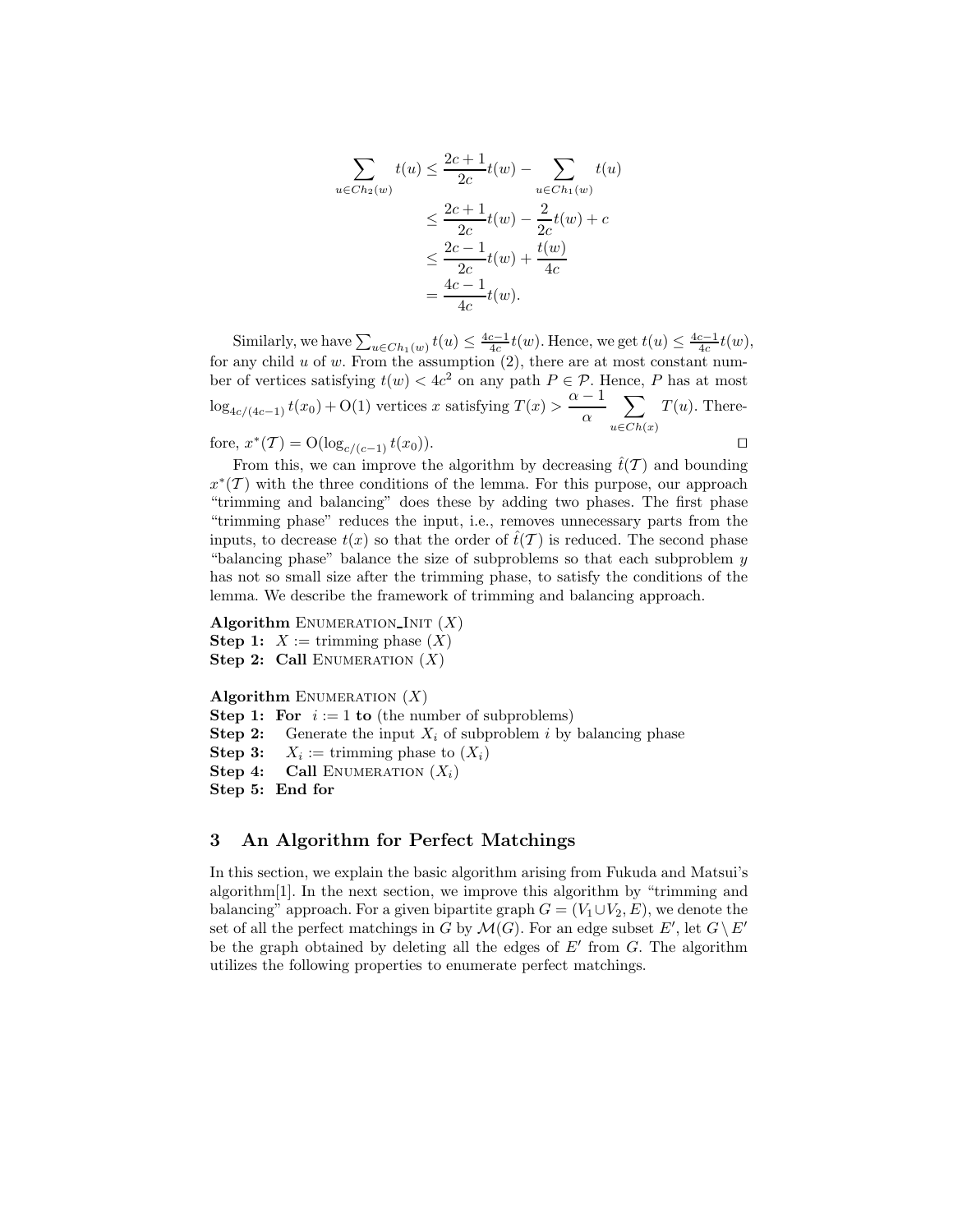$$
\begin{aligned}
\sum_{u \in Ch_2(w)} t(u) &\leq \frac{2c+1}{2c} t(w) - \sum_{u \in Ch_1(w)} t(u) \\
&\leq \frac{2c+1}{2c} t(w) - \frac{2}{2c} t(w) + c \\
&\leq \frac{2c-1}{2c} t(w) + \frac{t(w)}{4c} \\
&= \frac{4c-1}{4c} t(w).
\end{aligned}
$$

Similarly, we have $\sum_{u \in Ch_1(w)} t(u) \leq \frac{4c-1}{4c} t(w)$. Hence, we get $t(u) \leq \frac{4c-1}{4c} t(w)$, for any child $u$ of $w$. From the assumption (2), there are at most constant number of vertices satisfying $t(w) < 4c^2$ on any path $P \in \mathcal{P}$. Hence, $P$ has at most $\log_{4c/(4c-1)} t(x_0) + \mathrm{O}(1)$ vertices $x$ satisfying $T(x) > \dfrac{\alpha - 1}{\alpha} \displaystyle\sum_{u \in Ch(x)} T(u)$. Therefore, $x^*(\mathcal{T}) = \mathrm{O}(\log_{c/(c-1)} t(x_0))$. □

From this, we can improve the algorithm by decreasing $\hat{t}(\mathcal{T})$ and bounding $x^*(\mathcal{T})$ with the three conditions of the lemma. For this purpose, our approach "trimming and balancing" does these by adding two phases. The first phase "trimming phase" reduces the input, i.e., removes unnecessary parts from the inputs, to decrease $t(x)$ so that the order of $\hat{t}(\mathcal{T})$ is reduced. The second phase "balancing phase" balance the size of subproblems so that each subproblem $y$ has not so small size after the trimming phase, to satisfy the conditions of the lemma. We describe the framework of trimming and balancing approach.

**Algorithm** ENUMERATION_INIT $(X)$
**Step 1:** $X :=$ trimming phase $(X)$
**Step 2:** **Call** ENUMERATION $(X)$

**Algorithm** ENUMERATION $(X)$
**Step 1:** **For** $i := 1$ **to** (the number of subproblems)
**Step 2:** Generate the input $X_i$ of subproblem $i$ by balancing phase
**Step 3:** $X_i :=$ trimming phase to $(X_i)$
**Step 4:** **Call** ENUMERATION $(X_i)$
**Step 5:** **End for**

## 3 An Algorithm for Perfect Matchings

In this section, we explain the basic algorithm arising from Fukuda and Matsui's algorithm[1]. In the next section, we improve this algorithm by "trimming and balancing" approach. For a given bipartite graph $G = (V_1 \cup V_2, E)$, we denote the set of all the perfect matchings in $G$ by $\mathcal{M}(G)$. For an edge subset $E'$, let $G \setminus E'$ be the graph obtained by deleting all the edges of $E'$ from $G$. The algorithm utilizes the following properties to enumerate perfect matchings.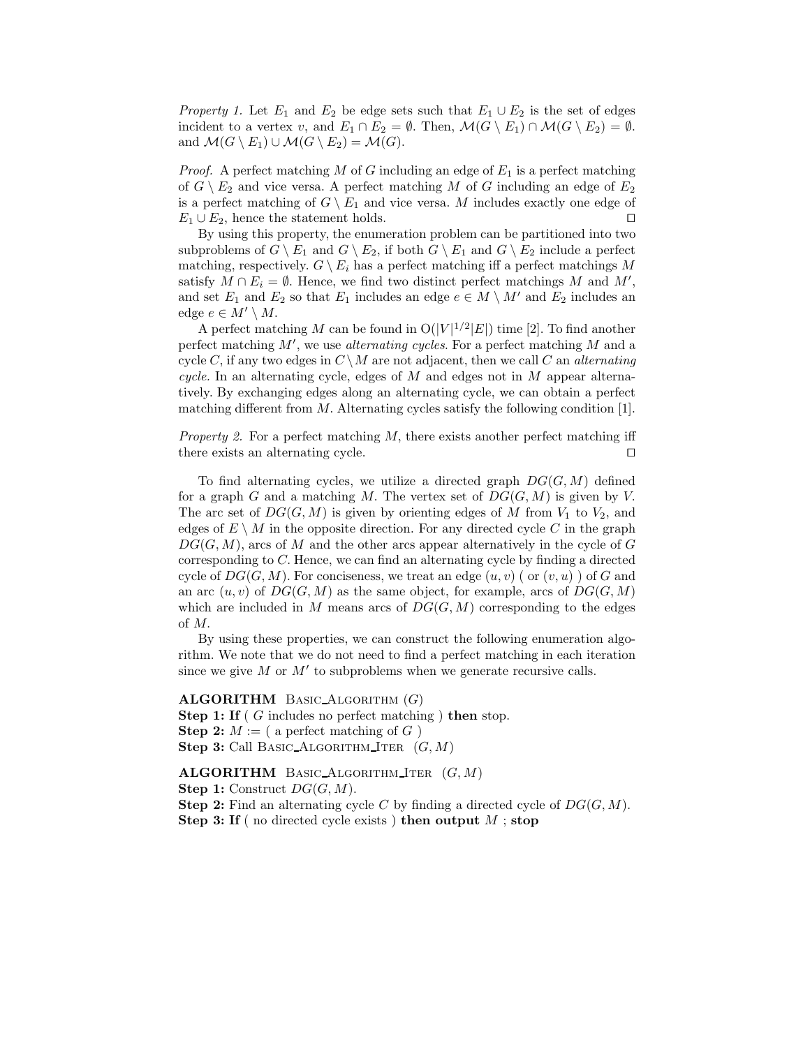*Property 1.* Let $E_1$ and $E_2$ be edge sets such that $E_1 \cup E_2$ is the set of edges incident to a vertex $v$, and $E_1 \cap E_2 = \emptyset$. Then, $\mathcal{M}(G \setminus E_1) \cap \mathcal{M}(G \setminus E_2) = \emptyset$. and $\mathcal{M}(G \setminus E_1) \cup \mathcal{M}(G \setminus E_2) = \mathcal{M}(G)$.

*Proof.* A perfect matching $M$ of $G$ including an edge of $E_1$ is a perfect matching of $G \setminus E_2$ and vice versa. A perfect matching $M$ of $G$ including an edge of $E_2$ is a perfect matching of $G \setminus E_1$ and vice versa. $M$ includes exactly one edge of $E_1 \cup E_2$, hence the statement holds. ☐

By using this property, the enumeration problem can be partitioned into two subproblems of $G \setminus E_1$ and $G \setminus E_2$, if both $G \setminus E_1$ and $G \setminus E_2$ include a perfect matching, respectively. $G \setminus E_i$ has a perfect matching iff a perfect matchings $M$ satisfy $M \cap E_i = \emptyset$. Hence, we find two distinct perfect matchings $M$ and $M'$, and set $E_1$ and $E_2$ so that $E_1$ includes an edge $e \in M \setminus M'$ and $E_2$ includes an edge $e \in M' \setminus M$.

A perfect matching $M$ can be found in $O(|V|^{1/2}|E|)$ time [2]. To find another perfect matching $M'$, we use *alternating cycles*. For a perfect matching $M$ and a cycle $C$, if any two edges in $C \setminus M$ are not adjacent, then we call $C$ an *alternating cycle*. In an alternating cycle, edges of $M$ and edges not in $M$ appear alternatively. By exchanging edges along an alternating cycle, we can obtain a perfect matching different from $M$. Alternating cycles satisfy the following condition [1].

*Property 2.* For a perfect matching $M$, there exists another perfect matching iff there exists an alternating cycle. ☐

To find alternating cycles, we utilize a directed graph $DG(G, M)$ defined for a graph $G$ and a matching $M$. The vertex set of $DG(G, M)$ is given by $V$. The arc set of $DG(G, M)$ is given by orienting edges of $M$ from $V_1$ to $V_2$, and edges of $E \setminus M$ in the opposite direction. For any directed cycle $C$ in the graph $DG(G, M)$, arcs of $M$ and the other arcs appear alternatively in the cycle of $G$ corresponding to $C$. Hence, we can find an alternating cycle by finding a directed cycle of $DG(G, M)$. For conciseness, we treat an edge $(u, v)$ ( or $(v, u)$ ) of $G$ and an arc $(u, v)$ of $DG(G, M)$ as the same object, for example, arcs of $DG(G, M)$ which are included in $M$ means arcs of $DG(G, M)$ corresponding to the edges of $M$.

By using these properties, we can construct the following enumeration algorithm. We note that we do not need to find a perfect matching in each iteration since we give $M$ or $M'$ to subproblems when we generate recursive calls.

**ALGORITHM** BASIC_ALGORITHM ($G$)
**Step 1: If** ( $G$ includes no perfect matching ) **then** stop.
**Step 2:** $M :=$ ( a perfect matching of $G$ )
**Step 3:** Call BASIC_ALGORITHM_ITER ($G, M$)

**ALGORITHM** BASIC_ALGORITHM_ITER ($G, M$)
**Step 1:** Construct $DG(G, M)$.
**Step 2:** Find an alternating cycle $C$ by finding a directed cycle of $DG(G, M)$.
**Step 3: If** ( no directed cycle exists ) **then output** $M$ ; **stop**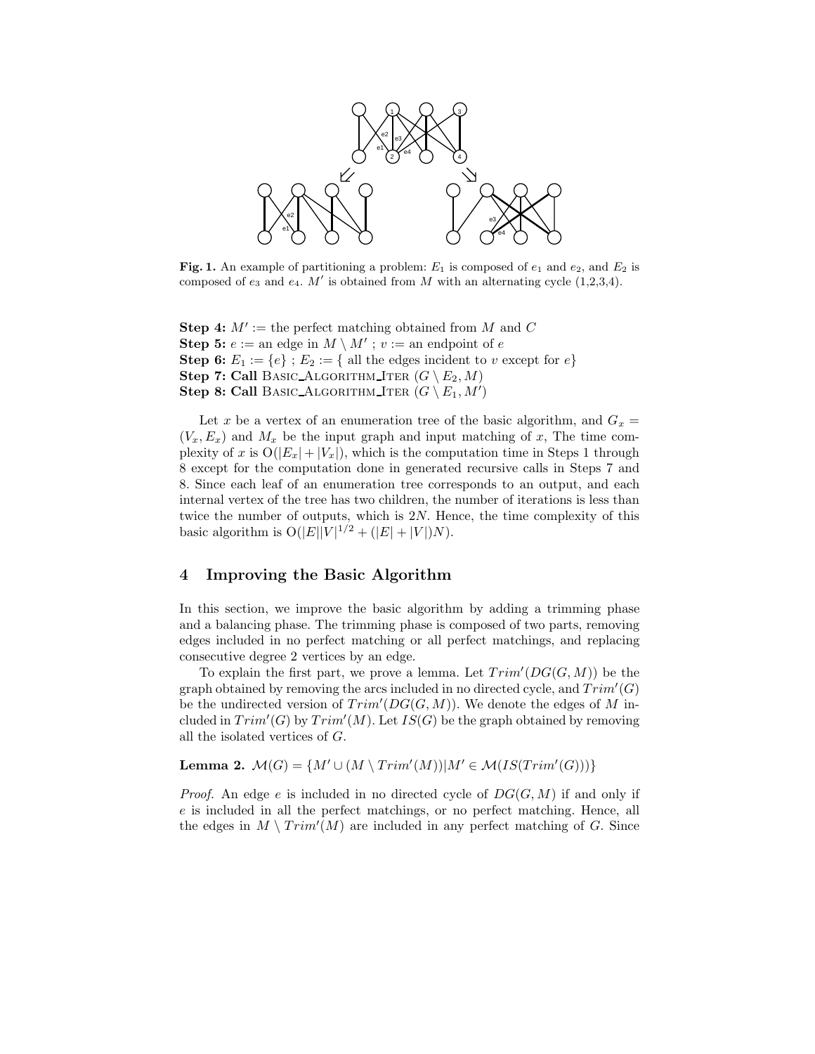**Fig. 1.** An example of partitioning a problem: $E_1$ is composed of $e_1$ and $e_2$, and $E_2$ is composed of $e_3$ and $e_4$. $M'$ is obtained from $M$ with an alternating cycle (1,2,3,4).

**Step 4:** $M'$ := the perfect matching obtained from $M$ and $C$
**Step 5:** $e$ := an edge in $M \setminus M'$ ; $v$ := an endpoint of $e$
**Step 6:** $E_1 := \{e\}$ ; $E_2 :=$ { all the edges incident to $v$ except for $e$}
**Step 7: Call** BASIC_ALGORITHM_ITER $(G \setminus E_2, M)$
**Step 8: Call** BASIC_ALGORITHM_ITER $(G \setminus E_1, M')$

Let $x$ be a vertex of an enumeration tree of the basic algorithm, and $G_x = (V_x, E_x)$ and $M_x$ be the input graph and input matching of $x$, The time complexity of $x$ is $O(|E_x| + |V_x|)$, which is the computation time in Steps 1 through 8 except for the computation done in generated recursive calls in Steps 7 and 8. Since each leaf of an enumeration tree corresponds to an output, and each internal vertex of the tree has two children, the number of iterations is less than twice the number of outputs, which is $2N$. Hence, the time complexity of this basic algorithm is $O(|E||V|^{1/2} + (|E| + |V|)N)$.

## 4 Improving the Basic Algorithm

In this section, we improve the basic algorithm by adding a trimming phase and a balancing phase. The trimming phase is composed of two parts, removing edges included in no perfect matching or all perfect matchings, and replacing consecutive degree 2 vertices by an edge.

To explain the first part, we prove a lemma. Let $Trim'(DG(G, M))$ be the graph obtained by removing the arcs included in no directed cycle, and $Trim'(G)$ be the undirected version of $Trim'(DG(G, M))$. We denote the edges of $M$ included in $Trim'(G)$ by $Trim'(M)$. Let $IS(G)$ be the graph obtained by removing all the isolated vertices of $G$.

**Lemma 2.** $\mathcal{M}(G) = \{M' \cup (M \setminus Trim'(M)) | M' \in \mathcal{M}(IS(Trim'(G)))\}$

*Proof.* An edge $e$ is included in no directed cycle of $DG(G, M)$ if and only if $e$ is included in all the perfect matchings, or no perfect matching. Hence, all the edges in $M \setminus Trim'(M)$ are included in any perfect matching of $G$. Since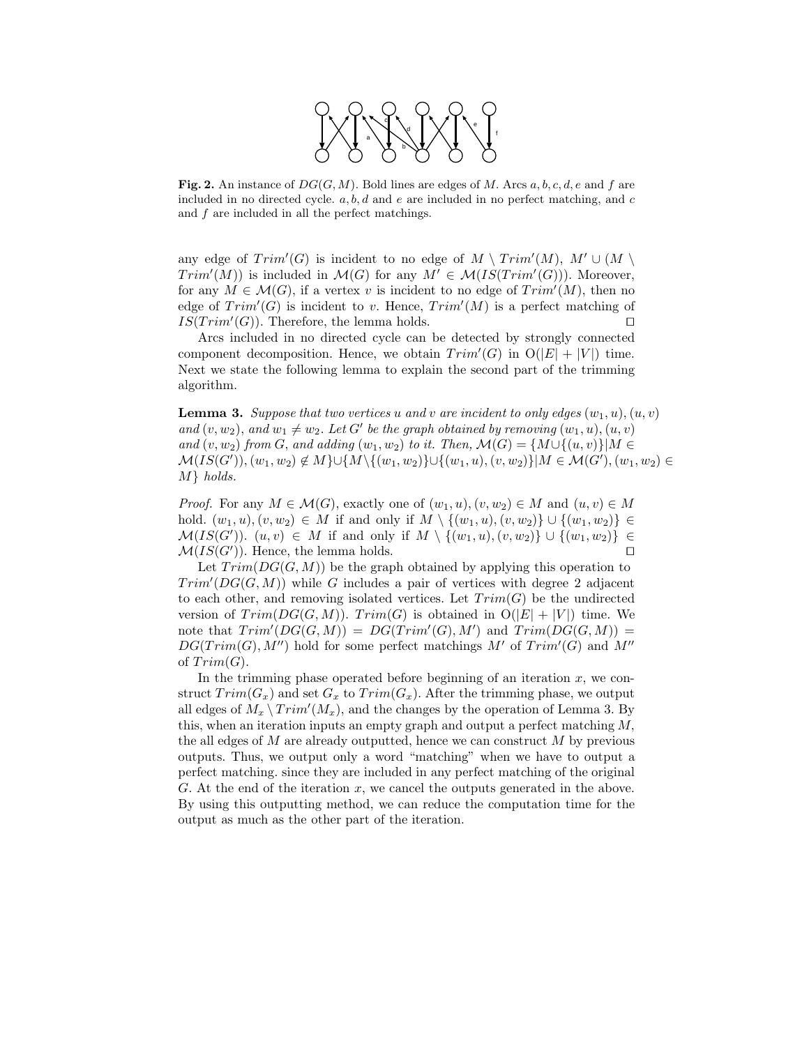**Fig. 2.** An instance of $DG(G, M)$. Bold lines are edges of $M$. Arcs $a, b, c, d, e$ and $f$ are included in no directed cycle. $a, b, d$ and $e$ are included in no perfect matching, and $c$ and $f$ are included in all the perfect matchings.

any edge of $Trim'(G)$ is incident to no edge of $M \setminus Trim'(M)$, $M' \cup (M \setminus Trim'(M))$ is included in $\mathcal{M}(G)$ for any $M' \in \mathcal{M}(IS(Trim'(G)))$. Moreover, for any $M \in \mathcal{M}(G)$, if a vertex $v$ is incident to no edge of $Trim'(M)$, then no edge of $Trim'(G)$ is incident to $v$. Hence, $Trim'(M)$ is a perfect matching of $IS(Trim'(G))$. Therefore, the lemma holds. □

Arcs included in no directed cycle can be detected by strongly connected component decomposition. Hence, we obtain $Trim'(G)$ in $O(|E| + |V|)$ time. Next we state the following lemma to explain the second part of the trimming algorithm.

**Lemma 3.** *Suppose that two vertices $u$ and $v$ are incident to only edges $(w_1, u), (u, v)$ and $(v, w_2)$, and $w_1 \neq w_2$. Let $G'$ be the graph obtained by removing $(w_1, u), (u, v)$ and $(v, w_2)$ from $G$, and adding $(w_1, w_2)$ to it. Then, $\mathcal{M}(G) = \{M \cup \{(u, v)\} | M \in \mathcal{M}(IS(G')), (w_1, w_2) \notin M\} \cup \{M \setminus \{(w_1, w_2)\} \cup \{(w_1, u), (v, w_2)\} | M \in \mathcal{M}(G'), (w_1, w_2) \in M\}$ holds.*

*Proof.* For any $M \in \mathcal{M}(G)$, exactly one of $(w_1, u), (v, w_2) \in M$ and $(u, v) \in M$ hold. $(w_1, u), (v, w_2) \in M$ if and only if $M \setminus \{(w_1, u), (v, w_2)\} \cup \{(w_1, w_2)\} \in \mathcal{M}(IS(G'))$. $(u, v) \in M$ if and only if $M \setminus \{(w_1, u), (v, w_2)\} \cup \{(w_1, w_2)\} \in \mathcal{M}(IS(G'))$. Hence, the lemma holds. □

Let $Trim(DG(G, M))$ be the graph obtained by applying this operation to $Trim'(DG(G, M))$ while $G$ includes a pair of vertices with degree 2 adjacent to each other, and removing isolated vertices. Let $Trim(G)$ be the undirected version of $Trim(DG(G, M))$. $Trim(G)$ is obtained in $O(|E| + |V|)$ time. We note that $Trim'(DG(G, M)) = DG(Trim'(G), M')$ and $Trim(DG(G, M)) = DG(Trim(G), M'')$ hold for some perfect matchings $M'$ of $Trim'(G)$ and $M''$ of $Trim(G)$.

In the trimming phase operated before beginning of an iteration $x$, we construct $Trim(G_x)$ and set $G_x$ to $Trim(G_x)$. After the trimming phase, we output all edges of $M_x \setminus Trim'(M_x)$, and the changes by the operation of Lemma 3. By this, when an iteration inputs an empty graph and output a perfect matching $M$, the all edges of $M$ are already outputted, hence we can construct $M$ by previous outputs. Thus, we output only a word "matching" when we have to output a perfect matching. since they are included in any perfect matching of the original $G$. At the end of the iteration $x$, we cancel the outputs generated in the above. By using this outputting method, we can reduce the computation time for the output as much as the other part of the iteration.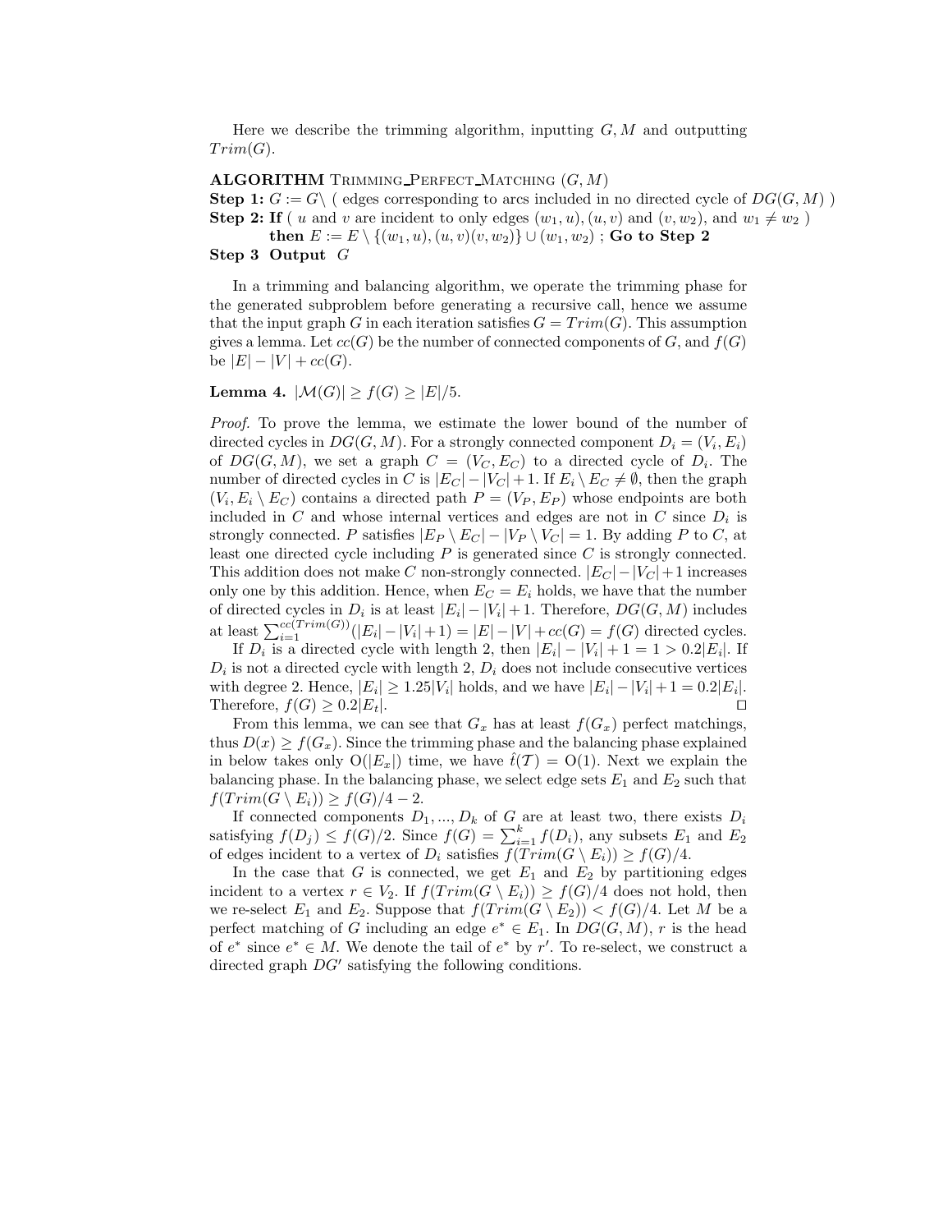Here we describe the trimming algorithm, inputting $G, M$ and outputting $Trim(G)$.

**ALGORITHM** TRIMMING_PERFECT_MATCHING $(G, M)$
**Step 1:** $G := G \setminus$ ( edges corresponding to arcs included in no directed cycle of $DG(G, M)$ )
**Step 2: If** ( $u$ and $v$ are incident to only edges $(w_1, u), (u, v)$ and $(v, w_2)$, and $w_1 \neq w_2$ )
**then** $E := E \setminus \{(w_1, u), (u, v)(v, w_2)\} \cup (w_1, w_2)$ ; **Go to Step 2**
**Step 3 Output** $G$

In a trimming and balancing algorithm, we operate the trimming phase for the generated subproblem before generating a recursive call, hence we assume that the input graph $G$ in each iteration satisfies $G = Trim(G)$. This assumption gives a lemma. Let $cc(G)$ be the number of connected components of $G$, and $f(G)$ be $|E| - |V| + cc(G)$.

**Lemma 4.** $|\mathcal{M}(G)| \geq f(G) \geq |E|/5$.

*Proof.* To prove the lemma, we estimate the lower bound of the number of directed cycles in $DG(G, M)$. For a strongly connected component $D_i = (V_i, E_i)$ of $DG(G, M)$, we set a graph $C = (V_C, E_C)$ to a directed cycle of $D_i$. The number of directed cycles in $C$ is $|E_C| - |V_C| + 1$. If $E_i \setminus E_C \neq \emptyset$, then the graph $(V_i, E_i \setminus E_C)$ contains a directed path $P = (V_P, E_P)$ whose endpoints are both included in $C$ and whose internal vertices and edges are not in $C$ since $D_i$ is strongly connected. $P$ satisfies $|E_P \setminus E_C| - |V_P \setminus V_C| = 1$. By adding $P$ to $C$, at least one directed cycle including $P$ is generated since $C$ is strongly connected. This addition does not make $C$ non-strongly connected. $|E_C| - |V_C| + 1$ increases only one by this addition. Hence, when $E_C = E_i$ holds, we have that the number of directed cycles in $D_i$ is at least $|E_i| - |V_i| + 1$. Therefore, $DG(G, M)$ includes at least $\sum_{i=1}^{cc(Trim(G))} (|E_i| - |V_i| + 1) = |E| - |V| + cc(G) = f(G)$ directed cycles.

If $D_i$ is a directed cycle with length 2, then $|E_i| - |V_i| + 1 = 1 > 0.2|E_i|$. If $D_i$ is not a directed cycle with length 2, $D_i$ does not include consecutive vertices with degree 2. Hence, $|E_i| \geq 1.25|V_i|$ holds, and we have $|E_i| - |V_i| + 1 = 0.2|E_i|$. Therefore, $f(G) \geq 0.2|E_t|$. ◻

From this lemma, we can see that $G_x$ has at least $f(G_x)$ perfect matchings, thus $D(x) \geq f(G_x)$. Since the trimming phase and the balancing phase explained in below takes only $O(|E_x|)$ time, we have $\hat{t}(\mathcal{T}) = O(1)$. Next we explain the balancing phase. In the balancing phase, we select edge sets $E_1$ and $E_2$ such that $f(Trim(G \setminus E_i)) \geq f(G)/4 - 2$.

If connected components $D_1, ..., D_k$ of $G$ are at least two, there exists $D_i$ satisfying $f(D_j) \leq f(G)/2$. Since $f(G) = \sum_{i=1}^{k} f(D_i)$, any subsets $E_1$ and $E_2$ of edges incident to a vertex of $D_i$ satisfies $f(Trim(G \setminus E_i)) \geq f(G)/4$.

In the case that $G$ is connected, we get $E_1$ and $E_2$ by partitioning edges incident to a vertex $r \in V_2$. If $f(Trim(G \setminus E_i)) \geq f(G)/4$ does not hold, then we re-select $E_1$ and $E_2$. Suppose that $f(Trim(G \setminus E_2)) < f(G)/4$. Let $M$ be a perfect matching of $G$ including an edge $e^* \in E_1$. In $DG(G, M)$, $r$ is the head of $e^*$ since $e^* \in M$. We denote the tail of $e^*$ by $r'$. To re-select, we construct a directed graph $DG'$ satisfying the following conditions.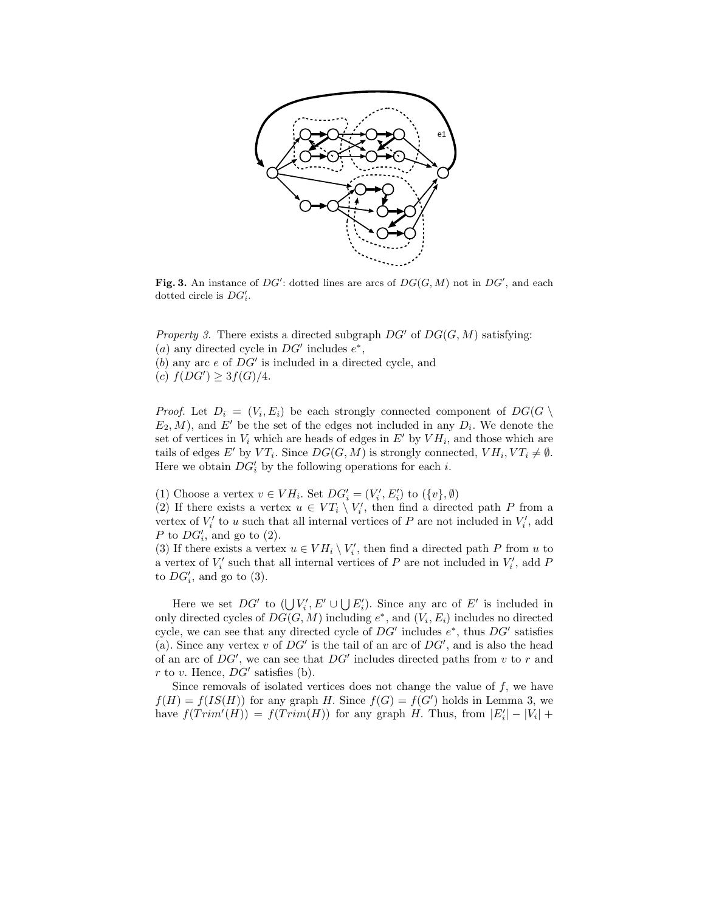**Fig. 3.** An instance of $DG'$: dotted lines are arcs of $DG(G, M)$ not in $DG'$, and each dotted circle is $DG'_i$.

*Property 3.* There exists a directed subgraph $DG'$ of $DG(G, M)$ satisfying:
$(a)$ any directed cycle in $DG'$ includes $e^*$,
$(b)$ any arc $e$ of $DG'$ is included in a directed cycle, and
$(c)$ $f(DG') \geq 3f(G)/4$.

*Proof.* Let $D_i = (V_i, E_i)$ be each strongly connected component of $DG(G \setminus E_2, M)$, and $E'$ be the set of the edges not included in any $D_i$. We denote the set of vertices in $V_i$ which are heads of edges in $E'$ by $VH_i$, and those which are tails of edges $E'$ by $VT_i$. Since $DG(G, M)$ is strongly connected, $VH_i, VT_i \neq \emptyset$. Here we obtain $DG'_i$ by the following operations for each $i$.

(1) Choose a vertex $v \in VH_i$. Set $DG'_i = (V'_i, E'_i)$ to $(\{v\}, \emptyset)$
(2) If there exists a vertex $u \in VT_i \setminus V'_i$, then find a directed path $P$ from a vertex of $V'_i$ to $u$ such that all internal vertices of $P$ are not included in $V'_i$, add $P$ to $DG'_i$, and go to (2).
(3) If there exists a vertex $u \in VH_i \setminus V'_i$, then find a directed path $P$ from $u$ to a vertex of $V'_i$ such that all internal vertices of $P$ are not included in $V'_i$, add $P$ to $DG'_i$, and go to (3).

Here we set $DG'$ to $(\bigcup V'_i, E' \cup \bigcup E'_i)$. Since any arc of $E'$ is included in only directed cycles of $DG(G, M)$ including $e^*$, and $(V_i, E_i)$ includes no directed cycle, we can see that any directed cycle of $DG'$ includes $e^*$, thus $DG'$ satisfies (a). Since any vertex $v$ of $DG'$ is the tail of an arc of $DG'$, and is also the head of an arc of $DG'$, we can see that $DG'$ includes directed paths from $v$ to $r$ and $r$ to $v$. Hence, $DG'$ satisfies (b).

Since removals of isolated vertices does not change the value of $f$, we have $f(H) = f(IS(H))$ for any graph $H$. Since $f(G) = f(G')$ holds in Lemma 3, we have $f(Trim'(H)) = f(Trim(H))$ for any graph $H$. Thus, from $|E'_i| - |V_i| +$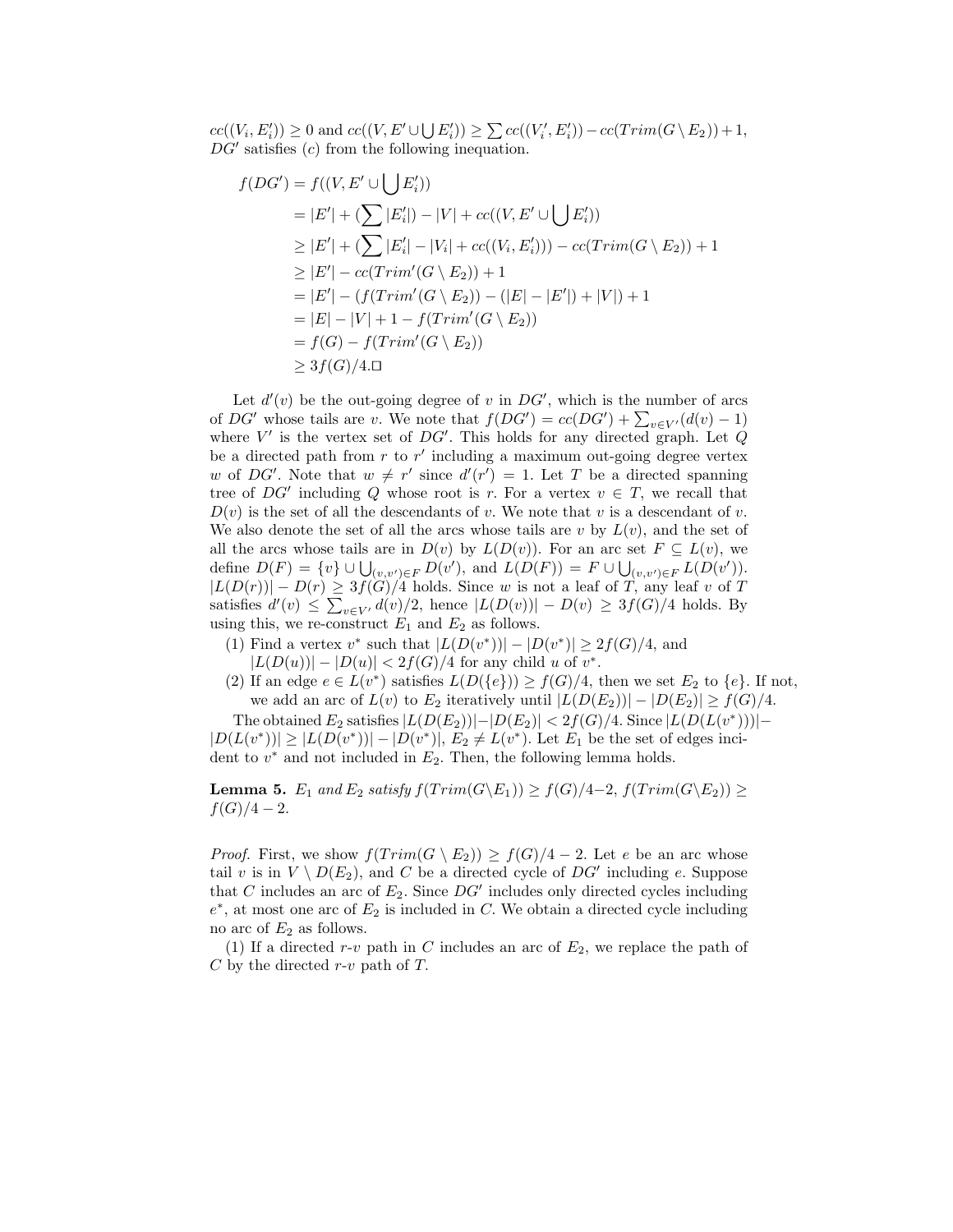$cc((V_i, E'_i)) \geq 0$ and $cc((V, E' \cup \bigcup E'_i)) \geq \sum cc((V'_i, E'_i)) - cc(Trim(G \setminus E_2)) + 1$, $DG'$ satisfies $(c)$ from the following inequation.

$$
\begin{aligned}
f(DG') &= f((V, E' \cup \bigcup E'_i)) \\
&= |E'| + (\sum |E'_i|) - |V| + cc((V, E' \cup \bigcup E'_i)) \\
&\geq |E'| + (\sum |E'_i| - |V_i| + cc((V_i, E'_i))) - cc(Trim(G \setminus E_2)) + 1 \\
&\geq |E'| - cc(Trim'(G \setminus E_2)) + 1 \\
&= |E'| - (f(Trim'(G \setminus E_2)) - (|E| - |E'|) + |V|) + 1 \\
&= |E| - |V| + 1 - f(Trim'(G \setminus E_2)) \\
&= f(G) - f(Trim'(G \setminus E_2)) \\
&\geq 3f(G)/4. \square
\end{aligned}
$$

Let $d'(v)$ be the out-going degree of $v$ in $DG'$, which is the number of arcs of $DG'$ whose tails are $v$. We note that $f(DG') = cc(DG') + \sum_{v \in V'}(d(v) - 1)$ where $V'$ is the vertex set of $DG'$. This holds for any directed graph. Let $Q$ be a directed path from $r$ to $r'$ including a maximum out-going degree vertex $w$ of $DG'$. Note that $w \neq r'$ since $d'(r') = 1$. Let $T$ be a directed spanning tree of $DG'$ including $Q$ whose root is $r$. For a vertex $v \in T$, we recall that $D(v)$ is the set of all the descendants of $v$. We note that $v$ is a descendant of $v$. We also denote the set of all the arcs whose tails are $v$ by $L(v)$, and the set of all the arcs whose tails are in $D(v)$ by $L(D(v))$. For an arc set $F \subseteq L(v)$, we define $D(F) = \{v\} \cup \bigcup_{(v,v') \in F} D(v')$, and $L(D(F)) = F \cup \bigcup_{(v,v') \in F} L(D(v'))$. $|L(D(r))| - D(r) \geq 3f(G)/4$ holds. Since $w$ is not a leaf of $T$, any leaf $v$ of $T$ satisfies $d'(v) \leq \sum_{v \in V'} d(v)/2$, hence $|L(D(v))| - D(v) \geq 3f(G)/4$ holds. By using this, we re-construct $E_1$ and $E_2$ as follows.

(1) Find a vertex $v^*$ such that $|L(D(v^*))| - |D(v^*)| \geq 2f(G)/4$, and $|L(D(u))| - |D(u)| < 2f(G)/4$ for any child $u$ of $v^*$.

(2) If an edge $e \in L(v^*)$ satisfies $L(D(\{e\})) \geq f(G)/4$, then we set $E_2$ to $\{e\}$. If not, we add an arc of $L(v)$ to $E_2$ iteratively until $|L(D(E_2))| - |D(E_2)| \geq f(G)/4$.

The obtained $E_2$ satisfies $|L(D(E_2))| - |D(E_2)| < 2f(G)/4$. Since $|L(D(L(v^*)))| - |D(L(v^*))| \geq |L(D(v^*))| - |D(v^*)|$, $E_2 \neq L(v^*)$. Let $E_1$ be the set of edges incident to $v^*$ and not included in $E_2$. Then, the following lemma holds.

**Lemma 5.** *$E_1$ and $E_2$ satisfy $f(Trim(G \setminus E_1)) \geq f(G)/4 - 2$, $f(Trim(G \setminus E_2)) \geq f(G)/4 - 2$.*

*Proof.* First, we show $f(Trim(G \setminus E_2)) \geq f(G)/4 - 2$. Let $e$ be an arc whose tail $v$ is in $V \setminus D(E_2)$, and $C$ be a directed cycle of $DG'$ including $e$. Suppose that $C$ includes an arc of $E_2$. Since $DG'$ includes only directed cycles including $e^*$, at most one arc of $E_2$ is included in $C$. We obtain a directed cycle including no arc of $E_2$ as follows.

(1) If a directed $r$-$v$ path in $C$ includes an arc of $E_2$, we replace the path of $C$ by the directed $r$-$v$ path of $T$.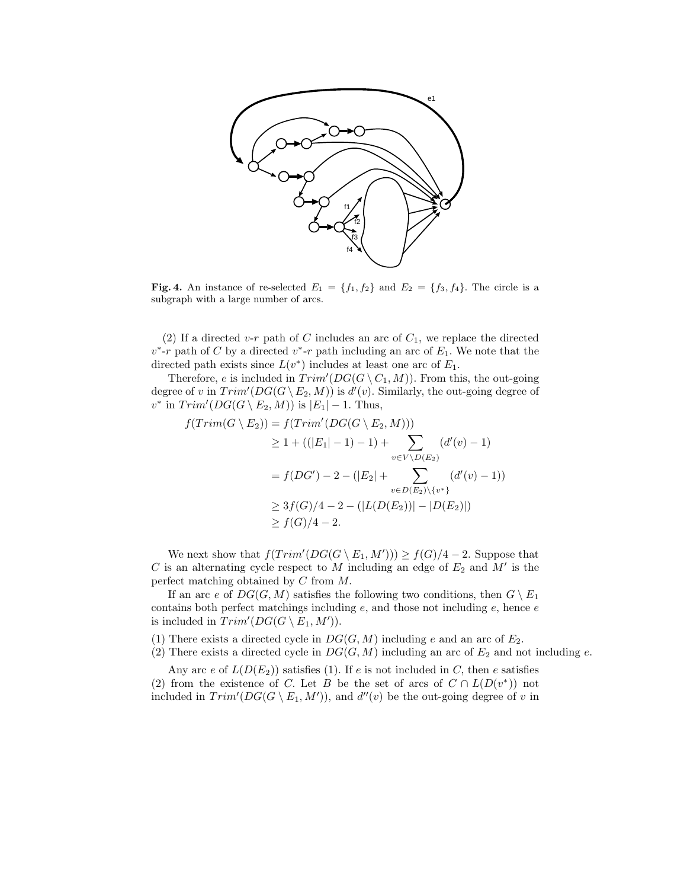**Fig. 4.** An instance of re-selected $E_1 = \{f_1, f_2\}$ and $E_2 = \{f_3, f_4\}$. The circle is a subgraph with a large number of arcs.

(2) If a directed $v$-$r$ path of $C$ includes an arc of $C_1$, we replace the directed $v^*$-$r$ path of $C$ by a directed $v^*$-$r$ path including an arc of $E_1$. We note that the directed path exists since $L(v^*)$ includes at least one arc of $E_1$.

Therefore, $e$ is included in $Trim'(DG(G \setminus C_1, M))$. From this, the out-going degree of $v$ in $Trim'(DG(G \setminus E_2, M))$ is $d'(v)$. Similarly, the out-going degree of $v^*$ in $Trim'(DG(G \setminus E_2, M))$ is $|E_1| - 1$. Thus,

$$
\begin{aligned}
f(Trim(G \setminus E_2)) &= f(Trim'(DG(G \setminus E_2, M))) \\
&\geq 1 + ((|E_1| - 1) - 1) + \sum_{v \in V \setminus D(E_2)} (d'(v) - 1) \\
&= f(DG') - 2 - (|E_2| + \sum_{v \in D(E_2) \setminus \{v^*\}} (d'(v) - 1)) \\
&\geq 3f(G)/4 - 2 - (|L(D(E_2))| - |D(E_2)|) \\
&\geq f(G)/4 - 2.
\end{aligned}
$$

We next show that $f(Trim'(DG(G \setminus E_1, M'))) \geq f(G)/4 - 2$. Suppose that $C$ is an alternating cycle respect to $M$ including an edge of $E_2$ and $M'$ is the perfect matching obtained by $C$ from $M$.

If an arc $e$ of $DG(G, M)$ satisfies the following two conditions, then $G \setminus E_1$ contains both perfect matchings including $e$, and those not including $e$, hence $e$ is included in $Trim'(DG(G \setminus E_1, M'))$.

(1) There exists a directed cycle in $DG(G, M)$ including $e$ and an arc of $E_2$.
(2) There exists a directed cycle in $DG(G, M)$ including an arc of $E_2$ and not including $e$.

Any arc $e$ of $L(D(E_2))$ satisfies (1). If $e$ is not included in $C$, then $e$ satisfies (2) from the existence of $C$. Let $B$ be the set of arcs of $C \cap L(D(v^*))$ not included in $Trim'(DG(G \setminus E_1, M'))$, and $d''(v)$ be the out-going degree of $v$ in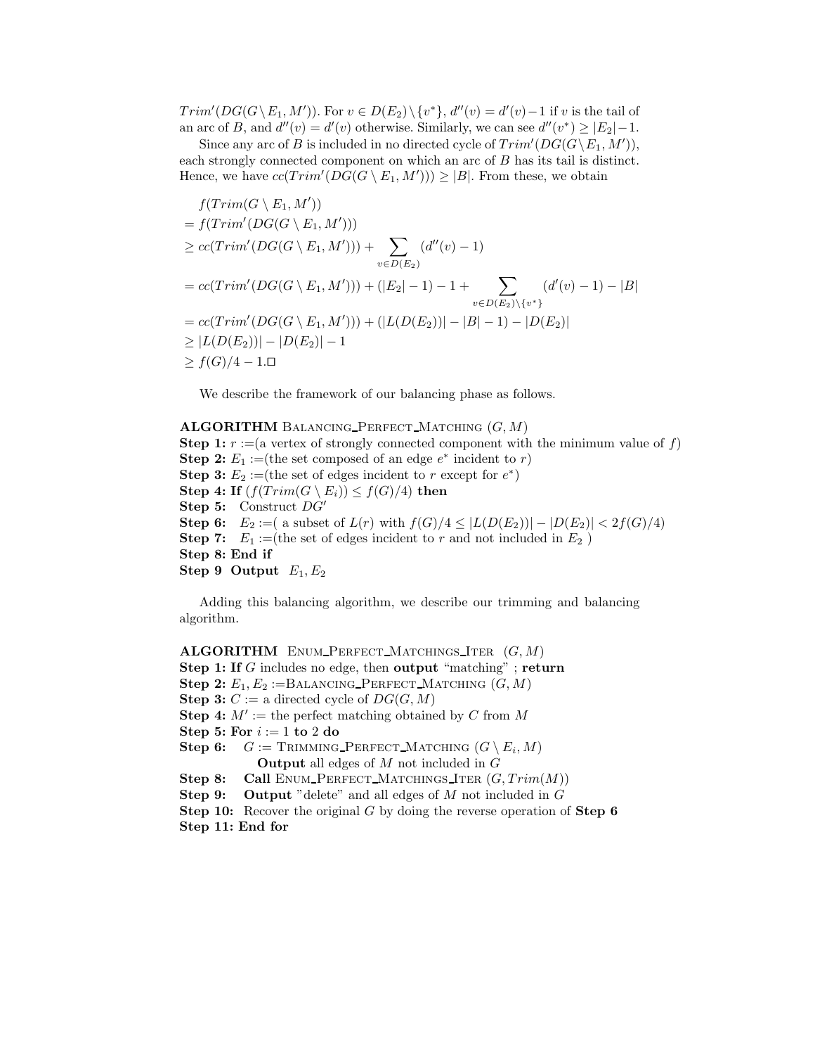$Trim'(DG(G \setminus E_1, M'))$. For $v \in D(E_2) \setminus \{v^*\}$, $d''(v) = d'(v) - 1$ if $v$ is the tail of an arc of $B$, and $d''(v) = d'(v)$ otherwise. Similarly, we can see $d''(v^*) \geq |E_2| - 1$.

Since any arc of $B$ is included in no directed cycle of $Trim'(DG(G \setminus E_1, M'))$, each strongly connected component on which an arc of $B$ has its tail is distinct. Hence, we have $cc(Trim'(DG(G \setminus E_1, M'))) \geq |B|$. From these, we obtain

$$
\begin{aligned}
& f(Trim(G \setminus E_1, M')) \\
&= f(Trim'(DG(G \setminus E_1, M'))) \\
&\geq cc(Trim'(DG(G \setminus E_1, M'))) + \sum_{v \in D(E_2)} (d''(v) - 1) \\
&= cc(Trim'(DG(G \setminus E_1, M'))) + (|E_2| - 1) - 1 + \sum_{v \in D(E_2) \setminus \{v^*\}} (d'(v) - 1) - |B| \\
&= cc(Trim'(DG(G \setminus E_1, M'))) + (|L(D(E_2))| - |B| - 1) - |D(E_2)| \\
&\geq |L(D(E_2))| - |D(E_2)| - 1 \\
&\geq f(G)/4 - 1. \square
\end{aligned}
$$

We describe the framework of our balancing phase as follows.

**ALGORITHM** BALANCING_PERFECT_MATCHING $(G, M)$
**Step 1:** $r :=$(a vertex of strongly connected component with the minimum value of $f$)
**Step 2:** $E_1 :=$(the set composed of an edge $e^*$ incident to $r$)
**Step 3:** $E_2 :=$(the set of edges incident to $r$ except for $e^*$)
**Step 4: If** $(f(Trim(G \setminus E_i)) \leq f(G)/4)$ **then**
**Step 5:** Construct $DG'$
**Step 6:** $E_2 :=$( a subset of $L(r)$ with $f(G)/4 \leq |L(D(E_2))| - |D(E_2)| < 2f(G)/4$)
**Step 7:** $E_1 :=$(the set of edges incident to $r$ and not included in $E_2$ )
**Step 8: End if**
**Step 9 Output** $E_1, E_2$

Adding this balancing algorithm, we describe our trimming and balancing algorithm.

**ALGORITHM** ENUM_PERFECT_MATCHINGS_ITER $(G, M)$
**Step 1: If** $G$ includes no edge, then **output** "matching" ; **return**
**Step 2:** $E_1, E_2 :=$BALANCING_PERFECT_MATCHING $(G, M)$
**Step 3:** $C :=$ a directed cycle of $DG(G, M)$
**Step 4:** $M' :=$ the perfect matching obtained by $C$ from $M$
**Step 5: For** $i := 1$ **to** $2$ **do**
**Step 6:** $G :=$ TRIMMING_PERFECT_MATCHING $(G \setminus E_i, M)$
**Output** all edges of $M$ not included in $G$
**Step 8:** **Call** ENUM_PERFECT_MATCHINGS_ITER $(G, Trim(M))$
**Step 9:** **Output** "delete" and all edges of $M$ not included in $G$
**Step 10:** Recover the original $G$ by doing the reverse operation of **Step 6**
**Step 11: End for**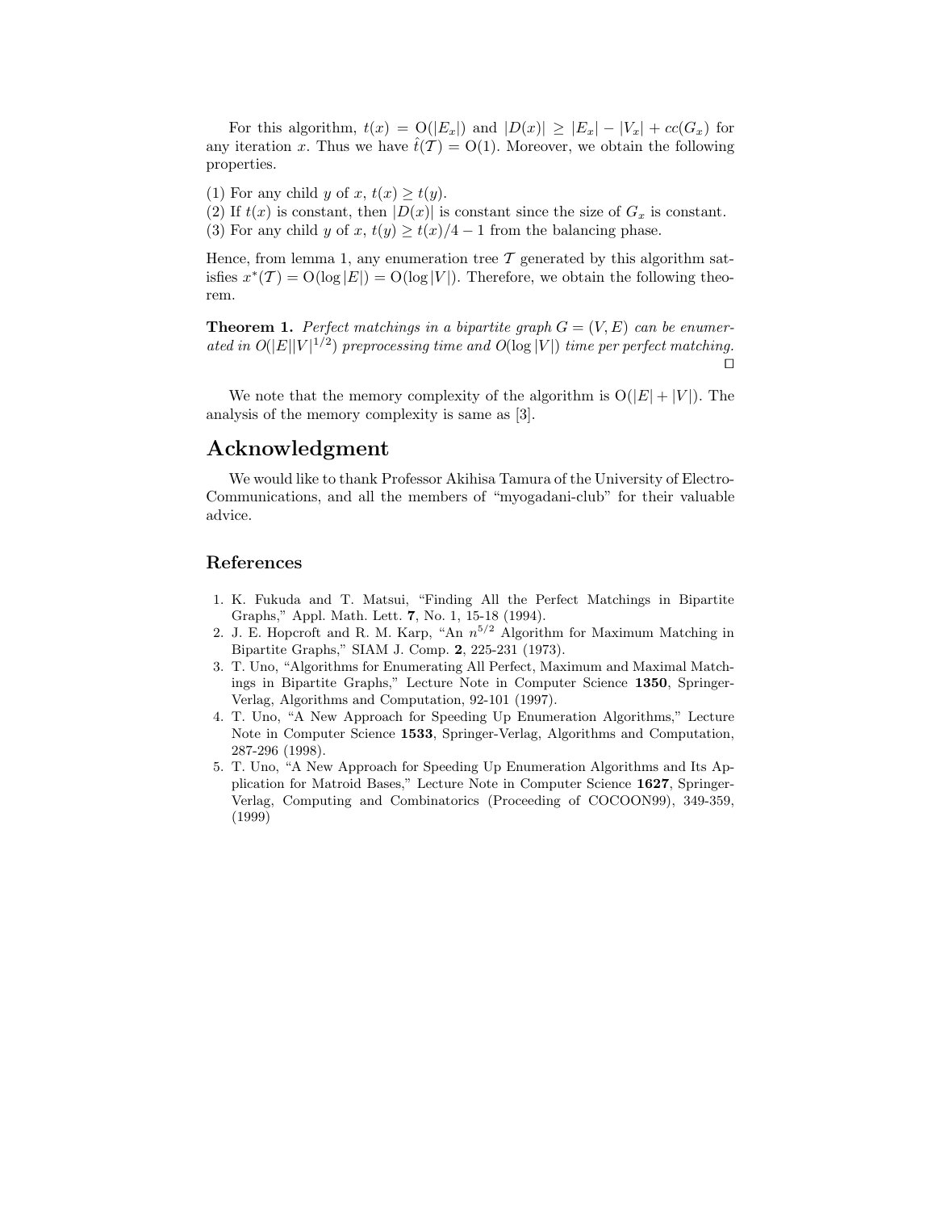For this algorithm, $t(x) = O(|E_x|)$ and $|D(x)| \geq |E_x| - |V_x| + cc(G_x)$ for any iteration $x$. Thus we have $\hat{t}(\mathcal{T}) = O(1)$. Moreover, we obtain the following properties.

(1) For any child $y$ of $x$, $t(x) \geq t(y)$.
(2) If $t(x)$ is constant, then $|D(x)|$ is constant since the size of $G_x$ is constant.
(3) For any child $y$ of $x$, $t(y) \geq t(x)/4 - 1$ from the balancing phase.

Hence, from lemma 1, any enumeration tree $\mathcal{T}$ generated by this algorithm satisfies $x^*(\mathcal{T}) = O(\log |E|) = O(\log |V|)$. Therefore, we obtain the following theorem.

**Theorem 1.** *Perfect matchings in a bipartite graph $G = (V, E)$ can be enumerated in $O(|E||V|^{1/2})$ preprocessing time and $O(\log |V|)$ time per perfect matching.* □

We note that the memory complexity of the algorithm is $O(|E| + |V|)$. The analysis of the memory complexity is same as [3].

# Acknowledgment

We would like to thank Professor Akihisa Tamura of the University of Electro-Communications, and all the members of "myogadani-club" for their valuable advice.

## References

1. K. Fukuda and T. Matsui, "Finding All the Perfect Matchings in Bipartite Graphs," Appl. Math. Lett. **7**, No. 1, 15-18 (1994).
2. J. E. Hopcroft and R. M. Karp, "An $n^{5/2}$ Algorithm for Maximum Matching in Bipartite Graphs," SIAM J. Comp. **2**, 225-231 (1973).
3. T. Uno, "Algorithms for Enumerating All Perfect, Maximum and Maximal Matchings in Bipartite Graphs," Lecture Note in Computer Science **1350**, Springer-Verlag, Algorithms and Computation, 92-101 (1997).
4. T. Uno, "A New Approach for Speeding Up Enumeration Algorithms," Lecture Note in Computer Science **1533**, Springer-Verlag, Algorithms and Computation, 287-296 (1998).
5. T. Uno, "A New Approach for Speeding Up Enumeration Algorithms and Its Application for Matroid Bases," Lecture Note in Computer Science **1627**, Springer-Verlag, Computing and Combinatorics (Proceeding of COCOON99), 349-359, (1999)